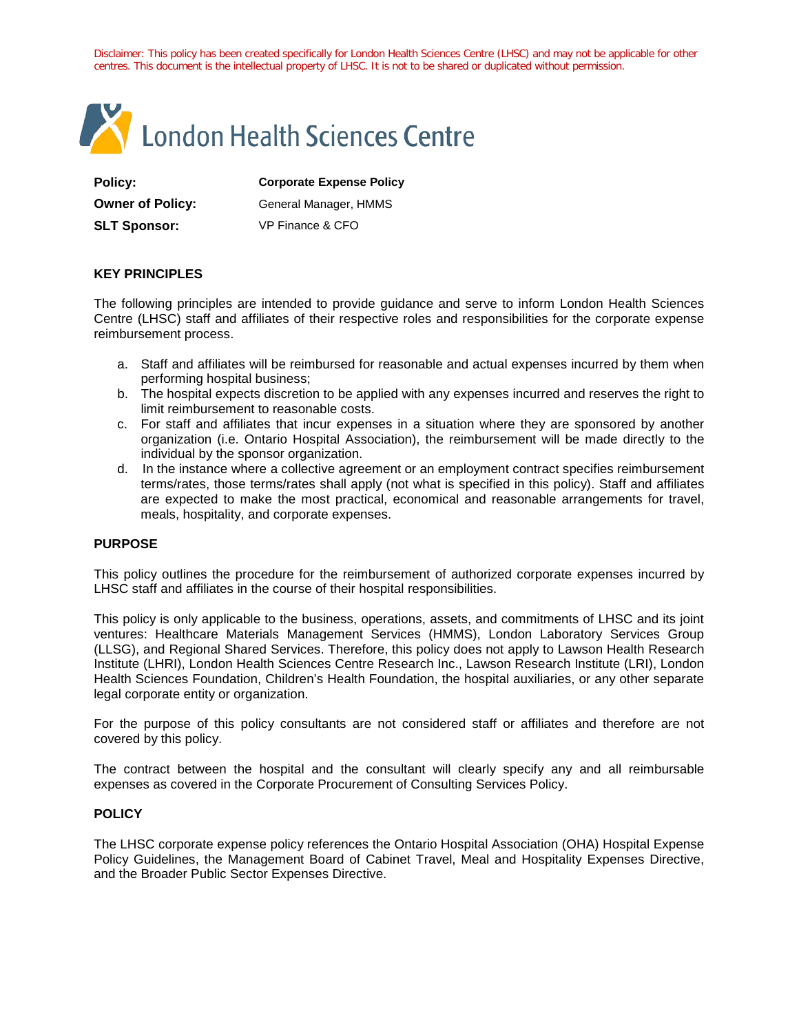Disclaimer: This policy has been created specifically for London Health Sciences Centre (LHSC) and may not be applicable for other centres. This document is the intellectual property of LHSC. It is not to be shared or duplicated without permission.

London Health Sciences Centre

| | |
|---|---|
| **Policy:** | **Corporate Expense Policy** |
| **Owner of Policy:** | General Manager, HMMS |
| **SLT Sponsor:** | VP Finance & CFO |

## KEY PRINCIPLES

The following principles are intended to provide guidance and serve to inform London Health Sciences Centre (LHSC) staff and affiliates of their respective roles and responsibilities for the corporate expense reimbursement process.

a. Staff and affiliates will be reimbursed for reasonable and actual expenses incurred by them when performing hospital business;
b. The hospital expects discretion to be applied with any expenses incurred and reserves the right to limit reimbursement to reasonable costs.
c. For staff and affiliates that incur expenses in a situation where they are sponsored by another organization (i.e. Ontario Hospital Association), the reimbursement will be made directly to the individual by the sponsor organization.
d. In the instance where a collective agreement or an employment contract specifies reimbursement terms/rates, those terms/rates shall apply (not what is specified in this policy). Staff and affiliates are expected to make the most practical, economical and reasonable arrangements for travel, meals, hospitality, and corporate expenses.

## PURPOSE

This policy outlines the procedure for the reimbursement of authorized corporate expenses incurred by LHSC staff and affiliates in the course of their hospital responsibilities.

This policy is only applicable to the business, operations, assets, and commitments of LHSC and its joint ventures: Healthcare Materials Management Services (HMMS), London Laboratory Services Group (LLSG), and Regional Shared Services. Therefore, this policy does not apply to Lawson Health Research Institute (LHRI), London Health Sciences Centre Research Inc., Lawson Research Institute (LRI), London Health Sciences Foundation, Children's Health Foundation, the hospital auxiliaries, or any other separate legal corporate entity or organization.

For the purpose of this policy consultants are not considered staff or affiliates and therefore are not covered by this policy.

The contract between the hospital and the consultant will clearly specify any and all reimbursable expenses as covered in the Corporate Procurement of Consulting Services Policy.

## POLICY

The LHSC corporate expense policy references the Ontario Hospital Association (OHA) Hospital Expense Policy Guidelines, the Management Board of Cabinet Travel, Meal and Hospitality Expenses Directive, and the Broader Public Sector Expenses Directive.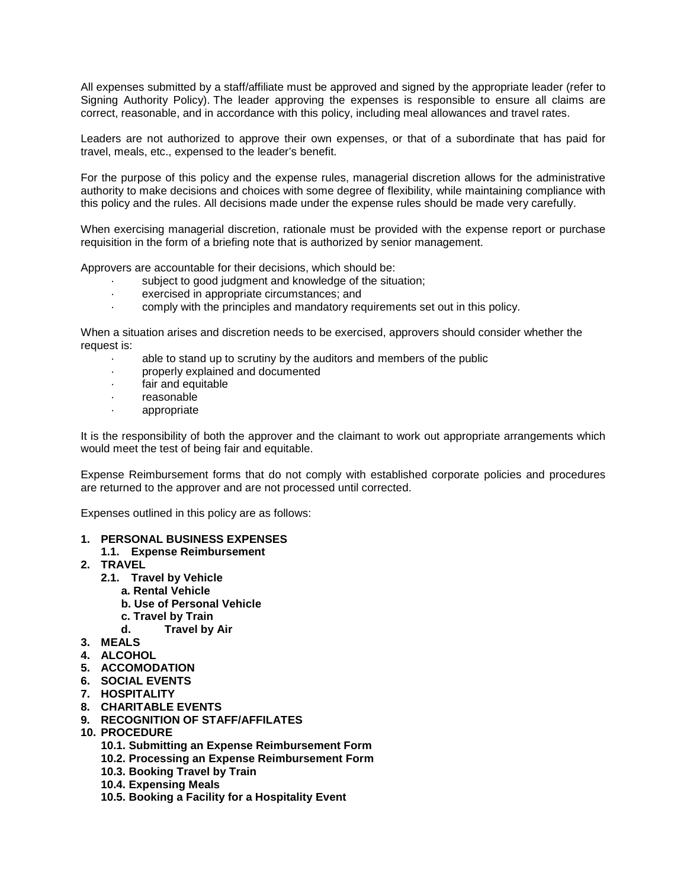All expenses submitted by a staff/affiliate must be approved and signed by the appropriate leader (refer to Signing Authority Policy). The leader approving the expenses is responsible to ensure all claims are correct, reasonable, and in accordance with this policy, including meal allowances and travel rates.

Leaders are not authorized to approve their own expenses, or that of a subordinate that has paid for travel, meals, etc., expensed to the leader's benefit.

For the purpose of this policy and the expense rules, managerial discretion allows for the administrative authority to make decisions and choices with some degree of flexibility, while maintaining compliance with this policy and the rules. All decisions made under the expense rules should be made very carefully.

When exercising managerial discretion, rationale must be provided with the expense report or purchase requisition in the form of a briefing note that is authorized by senior management.

Approvers are accountable for their decisions, which should be:

- subject to good judgment and knowledge of the situation;
- exercised in appropriate circumstances; and
- comply with the principles and mandatory requirements set out in this policy.

When a situation arises and discretion needs to be exercised, approvers should consider whether the request is:

- able to stand up to scrutiny by the auditors and members of the public
- properly explained and documented
- fair and equitable
- reasonable
- appropriate

It is the responsibility of both the approver and the claimant to work out appropriate arrangements which would meet the test of being fair and equitable.

Expense Reimbursement forms that do not comply with established corporate policies and procedures are returned to the approver and are not processed until corrected.

Expenses outlined in this policy are as follows:

1. **PERSONAL BUSINESS EXPENSES**
   1.1. **Expense Reimbursement**
2. **TRAVEL**
   2.1. **Travel by Vehicle**
      a. **Rental Vehicle**
      b. **Use of Personal Vehicle**
      c. **Travel by Train**
      d. **Travel by Air**
3. **MEALS**
4. **ALCOHOL**
5. **ACCOMODATION**
6. **SOCIAL EVENTS**
7. **HOSPITALITY**
8. **CHARITABLE EVENTS**
9. **RECOGNITION OF STAFF/AFFILATES**
10. **PROCEDURE**
    10.1. **Submitting an Expense Reimbursement Form**
    10.2. **Processing an Expense Reimbursement Form**
    10.3. **Booking Travel by Train**
    10.4. **Expensing Meals**
    10.5. **Booking a Facility for a Hospitality Event**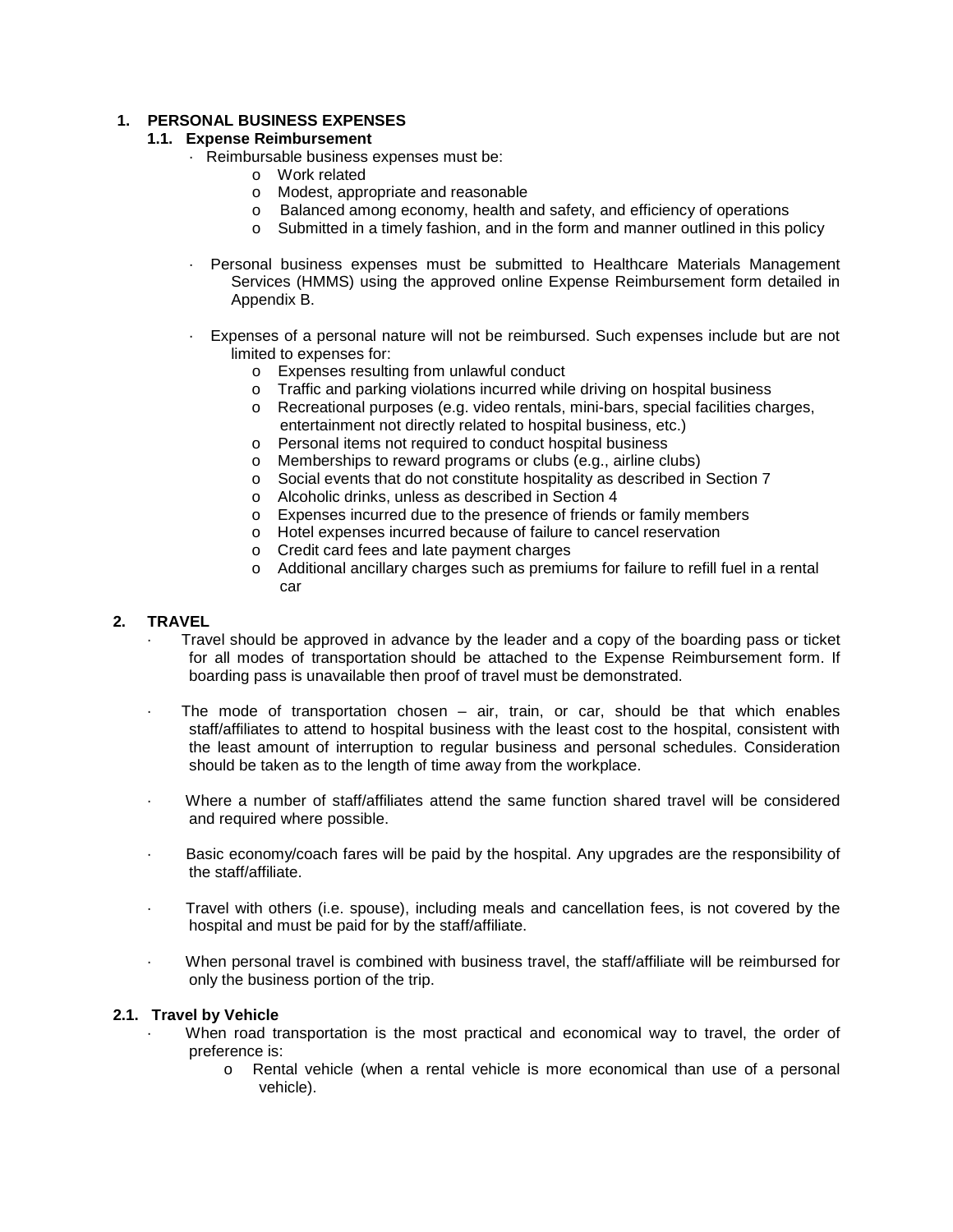## 1. PERSONAL BUSINESS EXPENSES

### 1.1. Expense Reimbursement

- Reimbursable business expenses must be:
  - Work related
  - Modest, appropriate and reasonable
  - Balanced among economy, health and safety, and efficiency of operations
  - Submitted in a timely fashion, and in the form and manner outlined in this policy

- Personal business expenses must be submitted to Healthcare Materials Management Services (HMMS) using the approved online Expense Reimbursement form detailed in Appendix B.

- Expenses of a personal nature will not be reimbursed. Such expenses include but are not limited to expenses for:
  - Expenses resulting from unlawful conduct
  - Traffic and parking violations incurred while driving on hospital business
  - Recreational purposes (e.g. video rentals, mini-bars, special facilities charges, entertainment not directly related to hospital business, etc.)
  - Personal items not required to conduct hospital business
  - Memberships to reward programs or clubs (e.g., airline clubs)
  - Social events that do not constitute hospitality as described in Section 7
  - Alcoholic drinks, unless as described in Section 4
  - Expenses incurred due to the presence of friends or family members
  - Hotel expenses incurred because of failure to cancel reservation
  - Credit card fees and late payment charges
  - Additional ancillary charges such as premiums for failure to refill fuel in a rental car

## 2. TRAVEL

- Travel should be approved in advance by the leader and a copy of the boarding pass or ticket for all modes of transportation should be attached to the Expense Reimbursement form. If boarding pass is unavailable then proof of travel must be demonstrated.

- The mode of transportation chosen – air, train, or car, should be that which enables staff/affiliates to attend to hospital business with the least cost to the hospital, consistent with the least amount of interruption to regular business and personal schedules. Consideration should be taken as to the length of time away from the workplace.

- Where a number of staff/affiliates attend the same function shared travel will be considered and required where possible.

- Basic economy/coach fares will be paid by the hospital. Any upgrades are the responsibility of the staff/affiliate.

- Travel with others (i.e. spouse), including meals and cancellation fees, is not covered by the hospital and must be paid for by the staff/affiliate.

- When personal travel is combined with business travel, the staff/affiliate will be reimbursed for only the business portion of the trip.

### 2.1. Travel by Vehicle

- When road transportation is the most practical and economical way to travel, the order of preference is:
  - Rental vehicle (when a rental vehicle is more economical than use of a personal vehicle).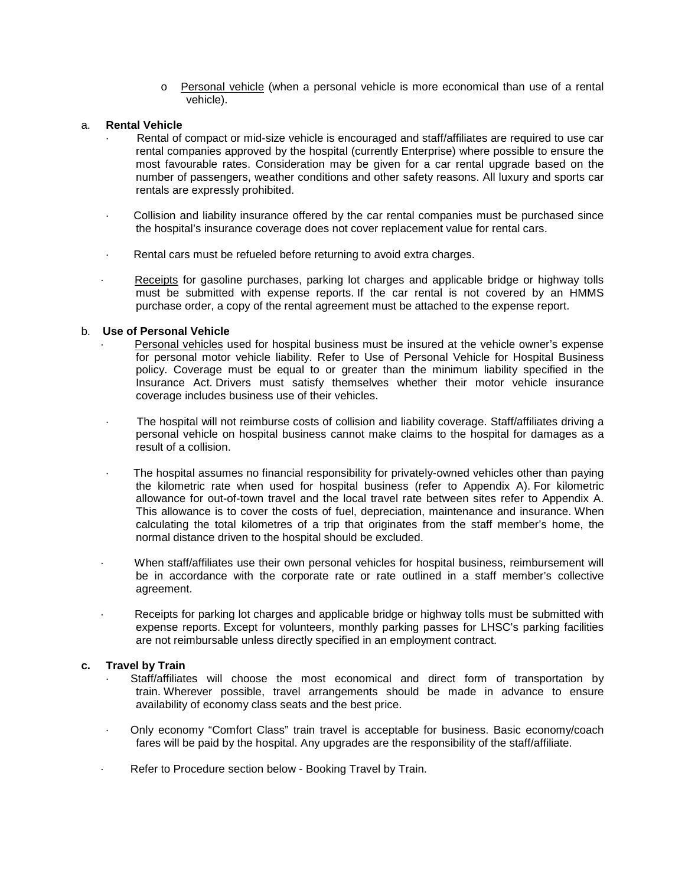- Personal vehicle (when a personal vehicle is more economical than use of a rental vehicle).

a. **Rental Vehicle**

- Rental of compact or mid-size vehicle is encouraged and staff/affiliates are required to use car rental companies approved by the hospital (currently Enterprise) where possible to ensure the most favourable rates. Consideration may be given for a car rental upgrade based on the number of passengers, weather conditions and other safety reasons. All luxury and sports car rentals are expressly prohibited.

- Collision and liability insurance offered by the car rental companies must be purchased since the hospital's insurance coverage does not cover replacement value for rental cars.

- Rental cars must be refueled before returning to avoid extra charges.

- Receipts for gasoline purchases, parking lot charges and applicable bridge or highway tolls must be submitted with expense reports. If the car rental is not covered by an HMMS purchase order, a copy of the rental agreement must be attached to the expense report.

b. **Use of Personal Vehicle**

- Personal vehicles used for hospital business must be insured at the vehicle owner's expense for personal motor vehicle liability. Refer to Use of Personal Vehicle for Hospital Business policy. Coverage must be equal to or greater than the minimum liability specified in the Insurance Act. Drivers must satisfy themselves whether their motor vehicle insurance coverage includes business use of their vehicles.

- The hospital will not reimburse costs of collision and liability coverage. Staff/affiliates driving a personal vehicle on hospital business cannot make claims to the hospital for damages as a result of a collision.

- The hospital assumes no financial responsibility for privately-owned vehicles other than paying the kilometric rate when used for hospital business (refer to Appendix A). For kilometric allowance for out-of-town travel and the local travel rate between sites refer to Appendix A. This allowance is to cover the costs of fuel, depreciation, maintenance and insurance. When calculating the total kilometres of a trip that originates from the staff member's home, the normal distance driven to the hospital should be excluded.

- When staff/affiliates use their own personal vehicles for hospital business, reimbursement will be in accordance with the corporate rate or rate outlined in a staff member's collective agreement.

- Receipts for parking lot charges and applicable bridge or highway tolls must be submitted with expense reports. Except for volunteers, monthly parking passes for LHSC's parking facilities are not reimbursable unless directly specified in an employment contract.

c. **Travel by Train**

- Staff/affiliates will choose the most economical and direct form of transportation by train. Wherever possible, travel arrangements should be made in advance to ensure availability of economy class seats and the best price.

- Only economy "Comfort Class" train travel is acceptable for business. Basic economy/coach fares will be paid by the hospital. Any upgrades are the responsibility of the staff/affiliate.

- Refer to Procedure section below - Booking Travel by Train.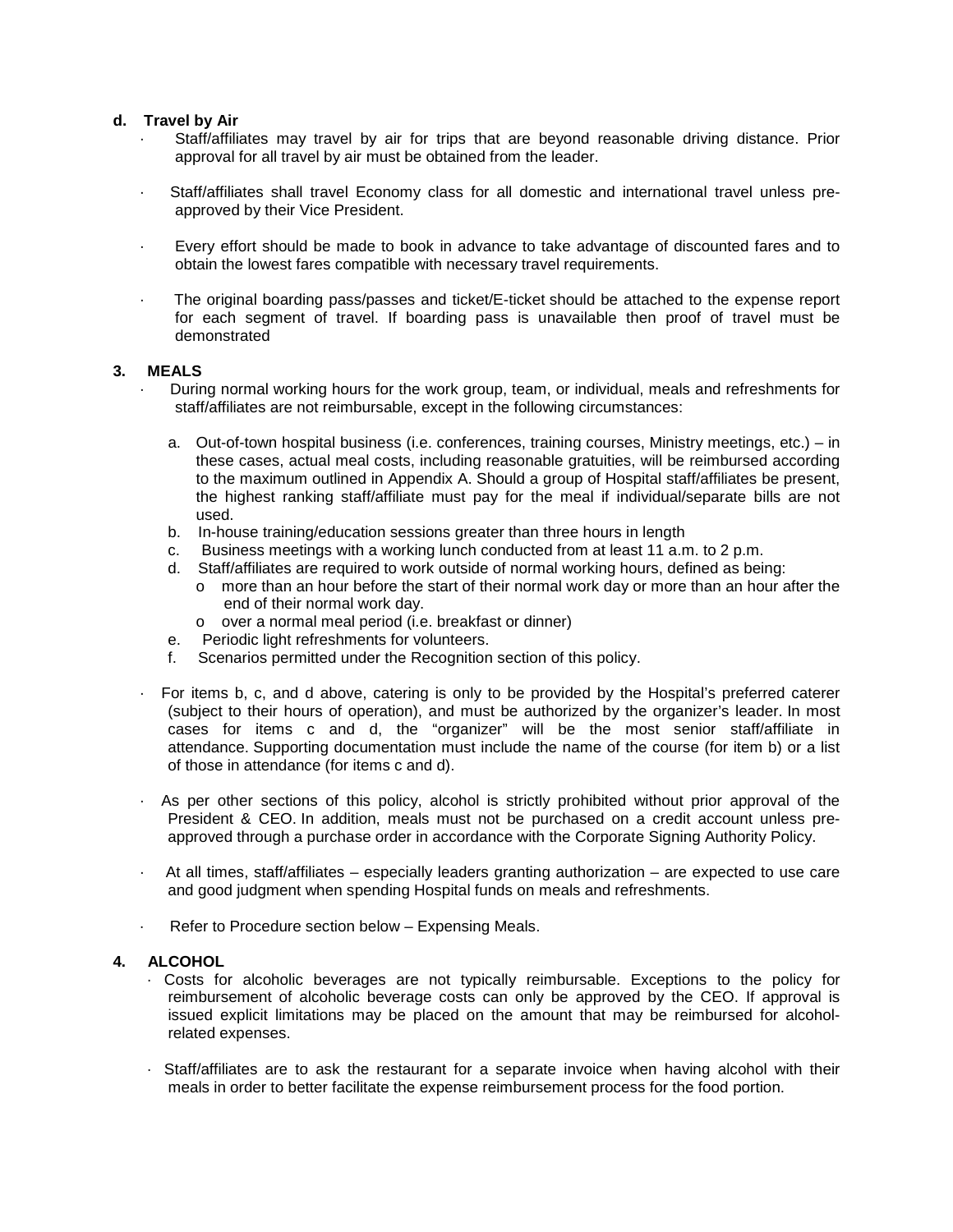**d. Travel by Air**

- Staff/affiliates may travel by air for trips that are beyond reasonable driving distance. Prior approval for all travel by air must be obtained from the leader.
- Staff/affiliates shall travel Economy class for all domestic and international travel unless pre-approved by their Vice President.
- Every effort should be made to book in advance to take advantage of discounted fares and to obtain the lowest fares compatible with necessary travel requirements.
- The original boarding pass/passes and ticket/E-ticket should be attached to the expense report for each segment of travel. If boarding pass is unavailable then proof of travel must be demonstrated

## 3. MEALS

- During normal working hours for the work group, team, or individual, meals and refreshments for staff/affiliates are not reimbursable, except in the following circumstances:

  a. Out-of-town hospital business (i.e. conferences, training courses, Ministry meetings, etc.) – in these cases, actual meal costs, including reasonable gratuities, will be reimbursed according to the maximum outlined in Appendix A. Should a group of Hospital staff/affiliates be present, the highest ranking staff/affiliate must pay for the meal if individual/separate bills are not used.
  
  b. In-house training/education sessions greater than three hours in length
  
  c. Business meetings with a working lunch conducted from at least 11 a.m. to 2 p.m.
  
  d. Staff/affiliates are required to work outside of normal working hours, defined as being:
     - more than an hour before the start of their normal work day or more than an hour after the end of their normal work day.
     - over a normal meal period (i.e. breakfast or dinner)
  
  e. Periodic light refreshments for volunteers.
  
  f. Scenarios permitted under the Recognition section of this policy.

- For items b, c, and d above, catering is only to be provided by the Hospital's preferred caterer (subject to their hours of operation), and must be authorized by the organizer's leader. In most cases for items c and d, the "organizer" will be the most senior staff/affiliate in attendance. Supporting documentation must include the name of the course (for item b) or a list of those in attendance (for items c and d).
- As per other sections of this policy, alcohol is strictly prohibited without prior approval of the President & CEO. In addition, meals must not be purchased on a credit account unless pre-approved through a purchase order in accordance with the Corporate Signing Authority Policy.
- At all times, staff/affiliates – especially leaders granting authorization – are expected to use care and good judgment when spending Hospital funds on meals and refreshments.
- Refer to Procedure section below – Expensing Meals.

## 4. ALCOHOL

- Costs for alcoholic beverages are not typically reimbursable. Exceptions to the policy for reimbursement of alcoholic beverage costs can only be approved by the CEO. If approval is issued explicit limitations may be placed on the amount that may be reimbursed for alcohol-related expenses.
- Staff/affiliates are to ask the restaurant for a separate invoice when having alcohol with their meals in order to better facilitate the expense reimbursement process for the food portion.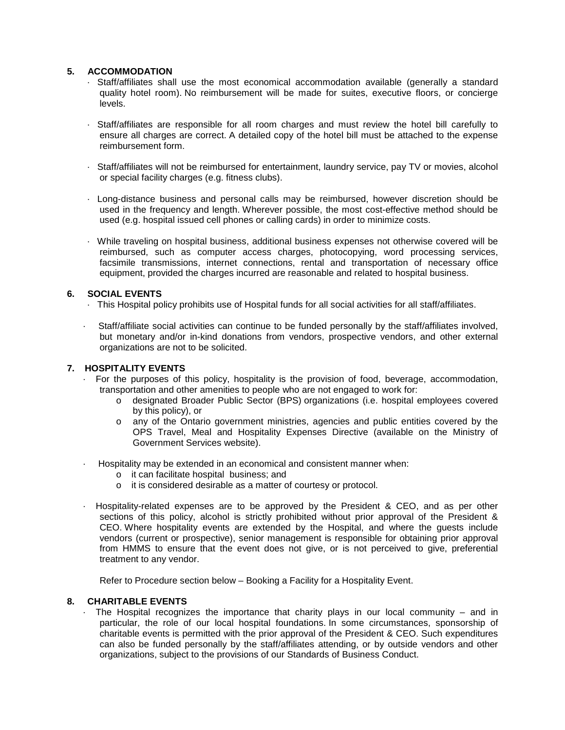## 5. ACCOMMODATION

- Staff/affiliates shall use the most economical accommodation available (generally a standard quality hotel room). No reimbursement will be made for suites, executive floors, or concierge levels.

- Staff/affiliates are responsible for all room charges and must review the hotel bill carefully to ensure all charges are correct. A detailed copy of the hotel bill must be attached to the expense reimbursement form.

- Staff/affiliates will not be reimbursed for entertainment, laundry service, pay TV or movies, alcohol or special facility charges (e.g. fitness clubs).

- Long-distance business and personal calls may be reimbursed, however discretion should be used in the frequency and length. Wherever possible, the most cost-effective method should be used (e.g. hospital issued cell phones or calling cards) in order to minimize costs.

- While traveling on hospital business, additional business expenses not otherwise covered will be reimbursed, such as computer access charges, photocopying, word processing services, facsimile transmissions, internet connections, rental and transportation of necessary office equipment, provided the charges incurred are reasonable and related to hospital business.

## 6. SOCIAL EVENTS

- This Hospital policy prohibits use of Hospital funds for all social activities for all staff/affiliates.

- Staff/affiliate social activities can continue to be funded personally by the staff/affiliates involved, but monetary and/or in-kind donations from vendors, prospective vendors, and other external organizations are not to be solicited.

## 7. HOSPITALITY EVENTS

- For the purposes of this policy, hospitality is the provision of food, beverage, accommodation, transportation and other amenities to people who are not engaged to work for:
  - designated Broader Public Sector (BPS) organizations (i.e. hospital employees covered by this policy), or
  - any of the Ontario government ministries, agencies and public entities covered by the OPS Travel, Meal and Hospitality Expenses Directive (available on the Ministry of Government Services website).

- Hospitality may be extended in an economical and consistent manner when:
  - it can facilitate hospital business; and
  - it is considered desirable as a matter of courtesy or protocol.

- Hospitality-related expenses are to be approved by the President & CEO, and as per other sections of this policy, alcohol is strictly prohibited without prior approval of the President & CEO. Where hospitality events are extended by the Hospital, and where the guests include vendors (current or prospective), senior management is responsible for obtaining prior approval from HMMS to ensure that the event does not give, or is not perceived to give, preferential treatment to any vendor.

  Refer to Procedure section below – Booking a Facility for a Hospitality Event.

## 8. CHARITABLE EVENTS

- The Hospital recognizes the importance that charity plays in our local community – and in particular, the role of our local hospital foundations. In some circumstances, sponsorship of charitable events is permitted with the prior approval of the President & CEO. Such expenditures can also be funded personally by the staff/affiliates attending, or by outside vendors and other organizations, subject to the provisions of our Standards of Business Conduct.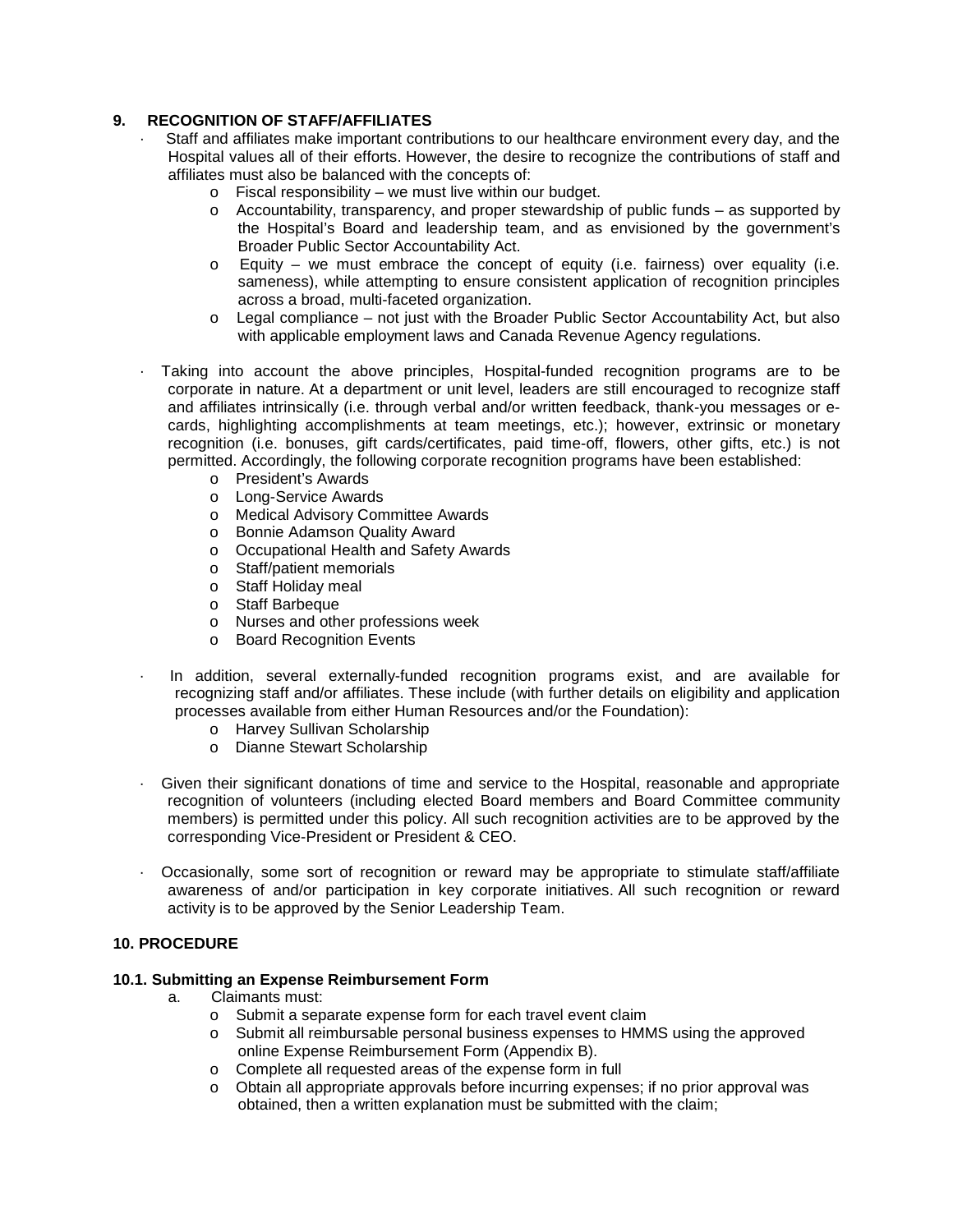## 9. RECOGNITION OF STAFF/AFFILIATES

- Staff and affiliates make important contributions to our healthcare environment every day, and the Hospital values all of their efforts. However, the desire to recognize the contributions of staff and affiliates must also be balanced with the concepts of:
  - Fiscal responsibility – we must live within our budget.
  - Accountability, transparency, and proper stewardship of public funds – as supported by the Hospital's Board and leadership team, and as envisioned by the government's Broader Public Sector Accountability Act.
  - Equity – we must embrace the concept of equity (i.e. fairness) over equality (i.e. sameness), while attempting to ensure consistent application of recognition principles across a broad, multi-faceted organization.
  - Legal compliance – not just with the Broader Public Sector Accountability Act, but also with applicable employment laws and Canada Revenue Agency regulations.

- Taking into account the above principles, Hospital-funded recognition programs are to be corporate in nature. At a department or unit level, leaders are still encouraged to recognize staff and affiliates intrinsically (i.e. through verbal and/or written feedback, thank-you messages or e-cards, highlighting accomplishments at team meetings, etc.); however, extrinsic or monetary recognition (i.e. bonuses, gift cards/certificates, paid time-off, flowers, other gifts, etc.) is not permitted. Accordingly, the following corporate recognition programs have been established:
  - President's Awards
  - Long-Service Awards
  - Medical Advisory Committee Awards
  - Bonnie Adamson Quality Award
  - Occupational Health and Safety Awards
  - Staff/patient memorials
  - Staff Holiday meal
  - Staff Barbeque
  - Nurses and other professions week
  - Board Recognition Events

- In addition, several externally-funded recognition programs exist, and are available for recognizing staff and/or affiliates. These include (with further details on eligibility and application processes available from either Human Resources and/or the Foundation):
  - Harvey Sullivan Scholarship
  - Dianne Stewart Scholarship

- Given their significant donations of time and service to the Hospital, reasonable and appropriate recognition of volunteers (including elected Board members and Board Committee community members) is permitted under this policy. All such recognition activities are to be approved by the corresponding Vice-President or President & CEO.

- Occasionally, some sort of recognition or reward may be appropriate to stimulate staff/affiliate awareness of and/or participation in key corporate initiatives. All such recognition or reward activity is to be approved by the Senior Leadership Team.

## 10. PROCEDURE

### 10.1. Submitting an Expense Reimbursement Form

a. Claimants must:
  - Submit a separate expense form for each travel event claim
  - Submit all reimbursable personal business expenses to HMMS using the approved online Expense Reimbursement Form (Appendix B).
  - Complete all requested areas of the expense form in full
  - Obtain all appropriate approvals before incurring expenses; if no prior approval was obtained, then a written explanation must be submitted with the claim;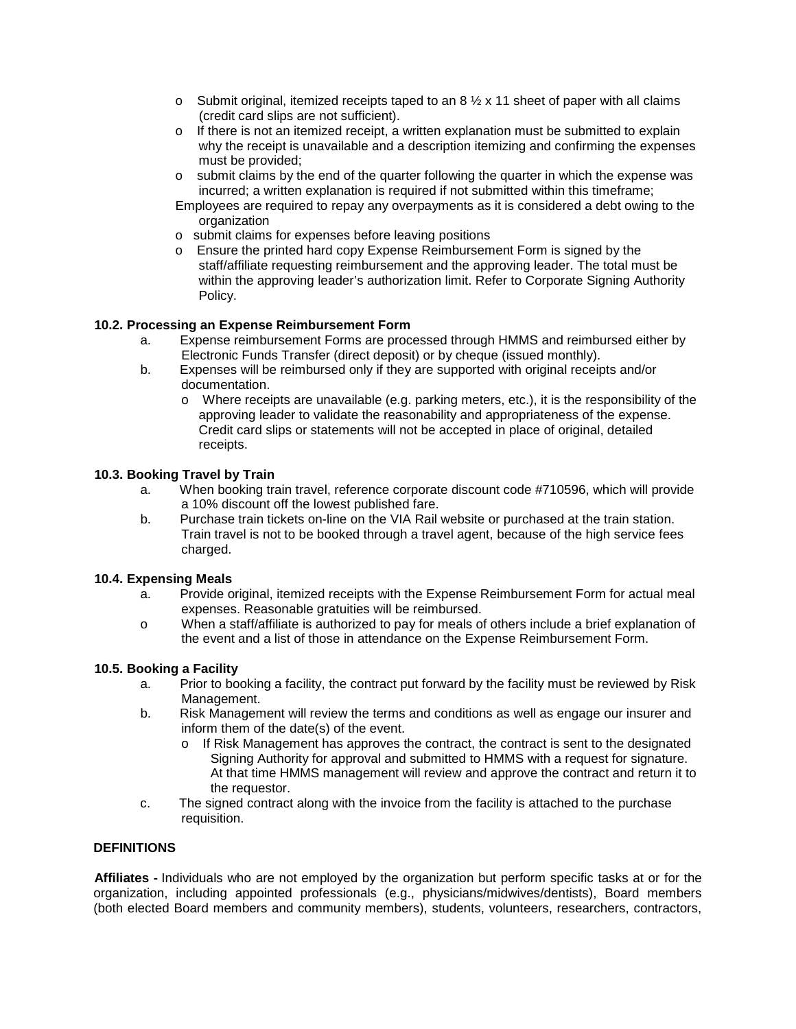- Submit original, itemized receipts taped to an 8 ½ x 11 sheet of paper with all claims (credit card slips are not sufficient).
- If there is not an itemized receipt, a written explanation must be submitted to explain why the receipt is unavailable and a description itemizing and confirming the expenses must be provided;
- submit claims by the end of the quarter following the quarter in which the expense was incurred; a written explanation is required if not submitted within this timeframe;

Employees are required to repay any overpayments as it is considered a debt owing to the organization

- submit claims for expenses before leaving positions
- Ensure the printed hard copy Expense Reimbursement Form is signed by the staff/affiliate requesting reimbursement and the approving leader. The total must be within the approving leader's authorization limit. Refer to Corporate Signing Authority Policy.

**10.2. Processing an Expense Reimbursement Form**

a. Expense reimbursement Forms are processed through HMMS and reimbursed either by Electronic Funds Transfer (direct deposit) or by cheque (issued monthly).

b. Expenses will be reimbursed only if they are supported with original receipts and/or documentation.

- Where receipts are unavailable (e.g. parking meters, etc.), it is the responsibility of the approving leader to validate the reasonability and appropriateness of the expense. Credit card slips or statements will not be accepted in place of original, detailed receipts.

**10.3. Booking Travel by Train**

a. When booking train travel, reference corporate discount code #710596, which will provide a 10% discount off the lowest published fare.

b. Purchase train tickets on-line on the VIA Rail website or purchased at the train station. Train travel is not to be booked through a travel agent, because of the high service fees charged.

**10.4. Expensing Meals**

a. Provide original, itemized receipts with the Expense Reimbursement Form for actual meal expenses. Reasonable gratuities will be reimbursed.

- When a staff/affiliate is authorized to pay for meals of others include a brief explanation of the event and a list of those in attendance on the Expense Reimbursement Form.

**10.5. Booking a Facility**

a. Prior to booking a facility, the contract put forward by the facility must be reviewed by Risk Management.

b. Risk Management will review the terms and conditions as well as engage our insurer and inform them of the date(s) of the event.

- If Risk Management has approves the contract, the contract is sent to the designated Signing Authority for approval and submitted to HMMS with a request for signature. At that time HMMS management will review and approve the contract and return it to the requestor.

c. The signed contract along with the invoice from the facility is attached to the purchase requisition.

**DEFINITIONS**

**Affiliates -** Individuals who are not employed by the organization but perform specific tasks at or for the organization, including appointed professionals (e.g., physicians/midwives/dentists), Board members (both elected Board members and community members), students, volunteers, researchers, contractors,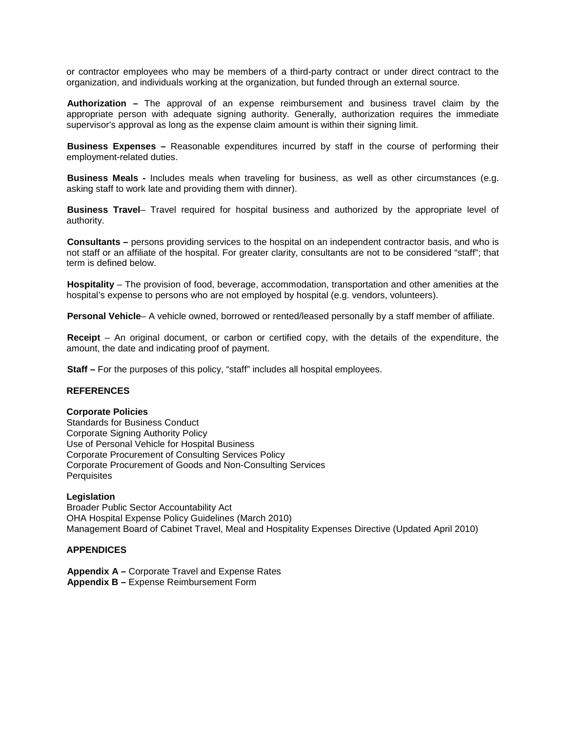or contractor employees who may be members of a third-party contract or under direct contract to the organization, and individuals working at the organization, but funded through an external source.

**Authorization –** The approval of an expense reimbursement and business travel claim by the appropriate person with adequate signing authority. Generally, authorization requires the immediate supervisor's approval as long as the expense claim amount is within their signing limit.

**Business Expenses –** Reasonable expenditures incurred by staff in the course of performing their employment-related duties.

**Business Meals -** Includes meals when traveling for business, as well as other circumstances (e.g. asking staff to work late and providing them with dinner).

**Business Travel**– Travel required for hospital business and authorized by the appropriate level of authority.

**Consultants –** persons providing services to the hospital on an independent contractor basis, and who is not staff or an affiliate of the hospital. For greater clarity, consultants are not to be considered "staff"; that term is defined below.

**Hospitality** – The provision of food, beverage, accommodation, transportation and other amenities at the hospital's expense to persons who are not employed by hospital (e.g. vendors, volunteers).

**Personal Vehicle**– A vehicle owned, borrowed or rented/leased personally by a staff member of affiliate.

**Receipt** – An original document, or carbon or certified copy, with the details of the expenditure, the amount, the date and indicating proof of payment.

**Staff –** For the purposes of this policy, "staff" includes all hospital employees.

## REFERENCES

**Corporate Policies**
Standards for Business Conduct
Corporate Signing Authority Policy
Use of Personal Vehicle for Hospital Business
Corporate Procurement of Consulting Services Policy
Corporate Procurement of Goods and Non-Consulting Services
Perquisites

**Legislation**
Broader Public Sector Accountability Act
OHA Hospital Expense Policy Guidelines (March 2010)
Management Board of Cabinet Travel, Meal and Hospitality Expenses Directive (Updated April 2010)

## APPENDICES

**Appendix A –** Corporate Travel and Expense Rates
**Appendix B –** Expense Reimbursement Form